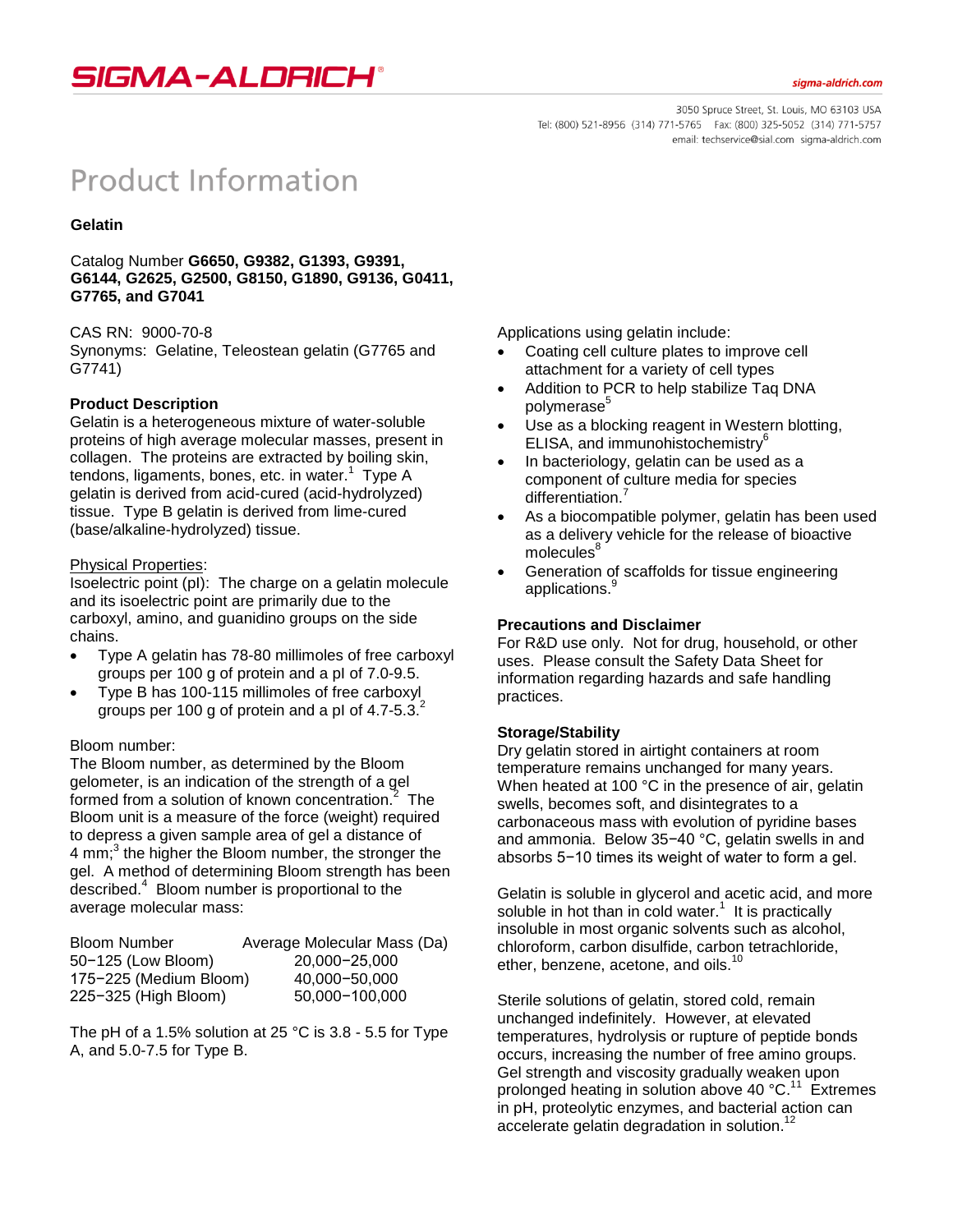# Product Information

**Gelatin**

Catalog Number **G6650, G9382, G1393, G9391, G6144, G2625, G2500, G8150, G1890, G9136, G0411, G7765, and G7041**

CAS RN: 9000-70-8
Synonyms: Gelatine, Teleostean gelatin (G7765 and G7741)

## Product Description

Gelatin is a heterogeneous mixture of water-soluble proteins of high average molecular masses, present in collagen. The proteins are extracted by boiling skin, tendons, ligaments, bones, etc. in water.[1] Type A gelatin is derived from acid-cured (acid-hydrolyzed) tissue. Type B gelatin is derived from lime-cured (base/alkaline-hydrolyzed) tissue.

Physical Properties:
Isoelectric point (pI): The charge on a gelatin molecule and its isoelectric point are primarily due to the carboxyl, amino, and guanidino groups on the side chains.

- Type A gelatin has 78-80 millimoles of free carboxyl groups per 100 g of protein and a pI of 7.0-9.5.
- Type B has 100-115 millimoles of free carboxyl groups per 100 g of protein and a pI of 4.7-5.3.[2]

Bloom number:
The Bloom number, as determined by the Bloom gelometer, is an indication of the strength of a gel formed from a solution of known concentration.[2] The Bloom unit is a measure of the force (weight) required to depress a given sample area of gel a distance of 4 mm;[3] the higher the Bloom number, the stronger the gel. A method of determining Bloom strength has been described.[4] Bloom number is proportional to the average molecular mass:

| Bloom Number | Average Molecular Mass (Da) |
| --- | --- |
| 50−125 (Low Bloom) | 20,000−25,000 |
| 175−225 (Medium Bloom) | 40,000−50,000 |
| 225−325 (High Bloom) | 50,000−100,000 |

The pH of a 1.5% solution at 25 °C is 3.8 - 5.5 for Type A, and 5.0-7.5 for Type B.

Applications using gelatin include:

- Coating cell culture plates to improve cell attachment for a variety of cell types
- Addition to PCR to help stabilize Taq DNA polymerase[5]
- Use as a blocking reagent in Western blotting, ELISA, and immunohistochemistry[6]
- In bacteriology, gelatin can be used as a component of culture media for species differentiation.[7]
- As a biocompatible polymer, gelatin has been used as a delivery vehicle for the release of bioactive molecules[8]
- Generation of scaffolds for tissue engineering applications.[9]

## Precautions and Disclaimer

For R&D use only. Not for drug, household, or other uses. Please consult the Safety Data Sheet for information regarding hazards and safe handling practices.

## Storage/Stability

Dry gelatin stored in airtight containers at room temperature remains unchanged for many years. When heated at 100 °C in the presence of air, gelatin swells, becomes soft, and disintegrates to a carbonaceous mass with evolution of pyridine bases and ammonia. Below 35−40 °C, gelatin swells in and absorbs 5−10 times its weight of water to form a gel.

Gelatin is soluble in glycerol and acetic acid, and more soluble in hot than in cold water.[1] It is practically insoluble in most organic solvents such as alcohol, chloroform, carbon disulfide, carbon tetrachloride, ether, benzene, acetone, and oils.[10]

Sterile solutions of gelatin, stored cold, remain unchanged indefinitely. However, at elevated temperatures, hydrolysis or rupture of peptide bonds occurs, increasing the number of free amino groups. Gel strength and viscosity gradually weaken upon prolonged heating in solution above 40 °C.[11] Extremes in pH, proteolytic enzymes, and bacterial action can accelerate gelatin degradation in solution.[12]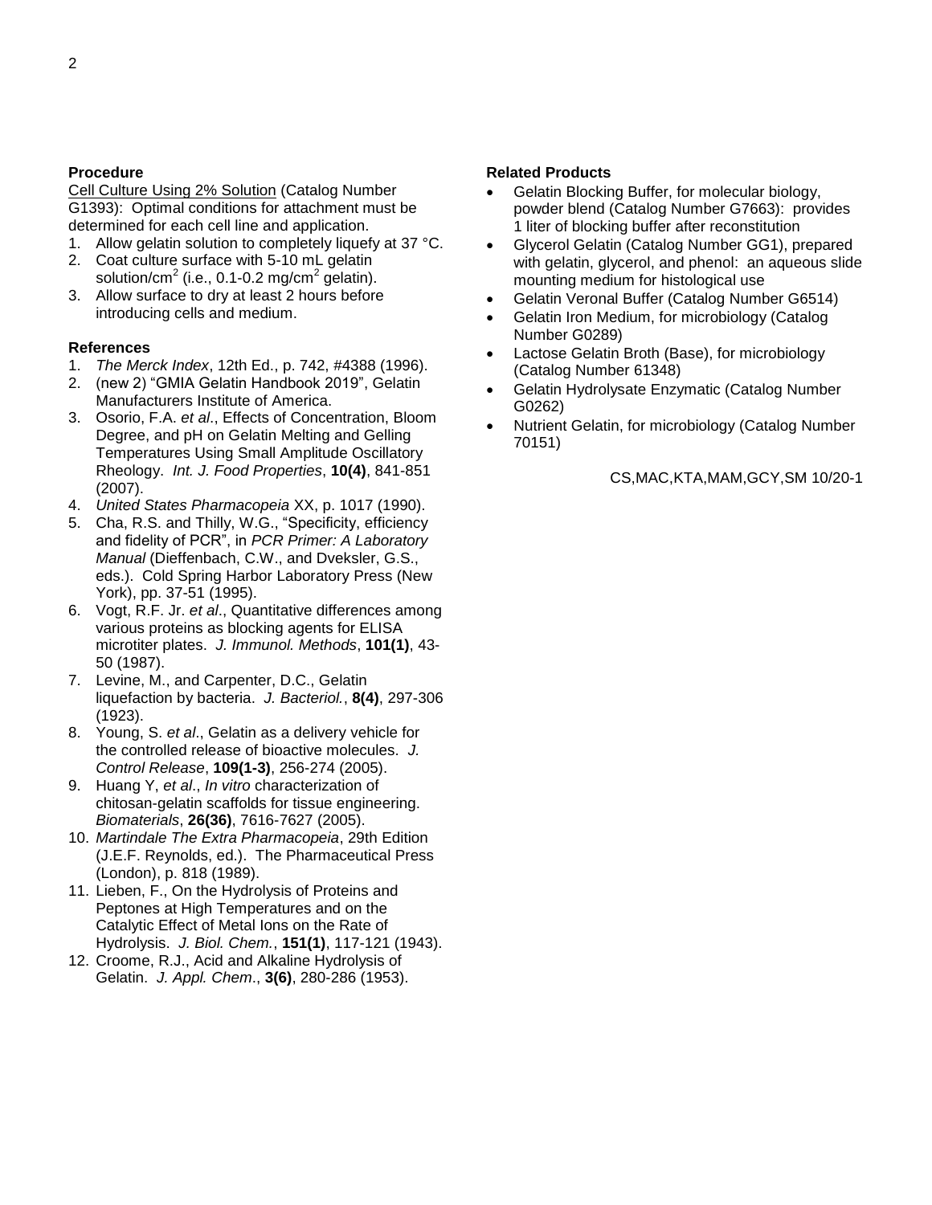## Procedure

Cell Culture Using 2% Solution (Catalog Number G1393): Optimal conditions for attachment must be determined for each cell line and application.

1. Allow gelatin solution to completely liquefy at 37 °C.
2. Coat culture surface with 5-10 mL gelatin solution/$cm^2$ (i.e., 0.1-0.2 mg/$cm^2$ gelatin).
3. Allow surface to dry at least 2 hours before introducing cells and medium.

## References

1. *The Merck Index*, 12th Ed., p. 742, #4388 (1996).
2. (new 2) "GMIA Gelatin Handbook 2019", Gelatin Manufacturers Institute of America.
3. Osorio, F.A. *et al*., Effects of Concentration, Bloom Degree, and pH on Gelatin Melting and Gelling Temperatures Using Small Amplitude Oscillatory Rheology. *Int. J. Food Properties*, **10(4)**, 841-851 (2007).
4. *United States Pharmacopeia* XX, p. 1017 (1990).
5. Cha, R.S. and Thilly, W.G., "Specificity, efficiency and fidelity of PCR", in *PCR Primer: A Laboratory Manual* (Dieffenbach, C.W., and Dveksler, G.S., eds.). Cold Spring Harbor Laboratory Press (New York), pp. 37-51 (1995).
6. Vogt, R.F. Jr. *et al*., Quantitative differences among various proteins as blocking agents for ELISA microtiter plates. *J. Immunol. Methods*, **101(1)**, 43-50 (1987).
7. Levine, M., and Carpenter, D.C., Gelatin liquefaction by bacteria. *J. Bacteriol.*, **8(4)**, 297-306 (1923).
8. Young, S. *et al*., Gelatin as a delivery vehicle for the controlled release of bioactive molecules. *J. Control Release*, **109(1-3)**, 256-274 (2005).
9. Huang Y, *et al*., *In vitro* characterization of chitosan-gelatin scaffolds for tissue engineering. *Biomaterials*, **26(36)**, 7616-7627 (2005).
10. *Martindale The Extra Pharmacopeia*, 29th Edition (J.E.F. Reynolds, ed.). The Pharmaceutical Press (London), p. 818 (1989).
11. Lieben, F., On the Hydrolysis of Proteins and Peptones at High Temperatures and on the Catalytic Effect of Metal Ions on the Rate of Hydrolysis. *J. Biol. Chem.*, **151(1)**, 117-121 (1943).
12. Croome, R.J., Acid and Alkaline Hydrolysis of Gelatin. *J. Appl. Chem*., **3(6)**, 280-286 (1953).

## Related Products

- Gelatin Blocking Buffer, for molecular biology, powder blend (Catalog Number G7663): provides 1 liter of blocking buffer after reconstitution
- Glycerol Gelatin (Catalog Number GG1), prepared with gelatin, glycerol, and phenol: an aqueous slide mounting medium for histological use
- Gelatin Veronal Buffer (Catalog Number G6514)
- Gelatin Iron Medium, for microbiology (Catalog Number G0289)
- Lactose Gelatin Broth (Base), for microbiology (Catalog Number 61348)
- Gelatin Hydrolysate Enzymatic (Catalog Number G0262)
- Nutrient Gelatin, for microbiology (Catalog Number 70151)

CS,MAC,KTA,MAM,GCY,SM 10/20-1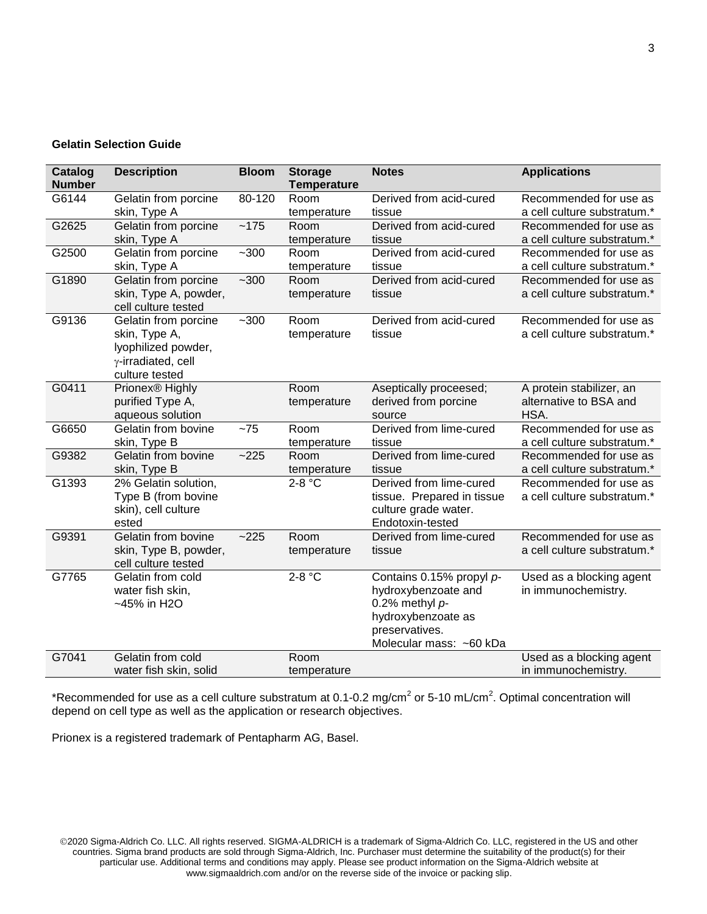**Gelatin Selection Guide**

| Catalog Number | Description | Bloom | Storage Temperature | Notes | Applications |
|---|---|---|---|---|---|
| G6144 | Gelatin from porcine skin, Type A | 80-120 | Room temperature | Derived from acid-cured tissue | Recommended for use as a cell culture substratum.* |
| G2625 | Gelatin from porcine skin, Type A | ~175 | Room temperature | Derived from acid-cured tissue | Recommended for use as a cell culture substratum.* |
| G2500 | Gelatin from porcine skin, Type A | ~300 | Room temperature | Derived from acid-cured tissue | Recommended for use as a cell culture substratum.* |
| G1890 | Gelatin from porcine skin, Type A, powder, cell culture tested | ~300 | Room temperature | Derived from acid-cured tissue | Recommended for use as a cell culture substratum.* |
| G9136 | Gelatin from porcine skin, Type A, lyophilized powder, $\gamma$-irradiated, cell culture tested | ~300 | Room temperature | Derived from acid-cured tissue | Recommended for use as a cell culture substratum.* |
| G0411 | Prionex® Highly purified Type A, aqueous solution | | Room temperature | Aseptically proceesed; derived from porcine source | A protein stabilizer, an alternative to BSA and HSA. |
| G6650 | Gelatin from bovine skin, Type B | ~75 | Room temperature | Derived from lime-cured tissue | Recommended for use as a cell culture substratum.* |
| G9382 | Gelatin from bovine skin, Type B | ~225 | Room temperature | Derived from lime-cured tissue | Recommended for use as a cell culture substratum.* |
| G1393 | 2% Gelatin solution, Type B (from bovine skin), cell culture ested | | 2-8 °C | Derived from lime-cured tissue. Prepared in tissue culture grade water. Endotoxin-tested | Recommended for use as a cell culture substratum.* |
| G9391 | Gelatin from bovine skin, Type B, powder, cell culture tested | ~225 | Room temperature | Derived from lime-cured tissue | Recommended for use as a cell culture substratum.* |
| G7765 | Gelatin from cold water fish skin, ~45% in H2O | | 2-8 °C | Contains 0.15% propyl *p*-hydroxybenzoate and 0.2% methyl *p*-hydroxybenzoate as preservatives. Molecular mass: ~60 kDa | Used as a blocking agent in immunochemistry. |
| G7041 | Gelatin from cold water fish skin, solid | | Room temperature | | Used as a blocking agent in immunochemistry. |

*Recommended for use as a cell culture substratum at 0.1-0.2 mg/cm$^2$ or 5-10 mL/cm$^2$. Optimal concentration will depend on cell type as well as the application or research objectives.

Prionex is a registered trademark of Pentapharm AG, Basel.

©2020 Sigma-Aldrich Co. LLC. All rights reserved. SIGMA-ALDRICH is a trademark of Sigma-Aldrich Co. LLC, registered in the US and other countries. Sigma brand products are sold through Sigma-Aldrich, Inc. Purchaser must determine the suitability of the product(s) for their particular use. Additional terms and conditions may apply. Please see product information on the Sigma-Aldrich website at www.sigmaaldrich.com and/or on the reverse side of the invoice or packing slip.